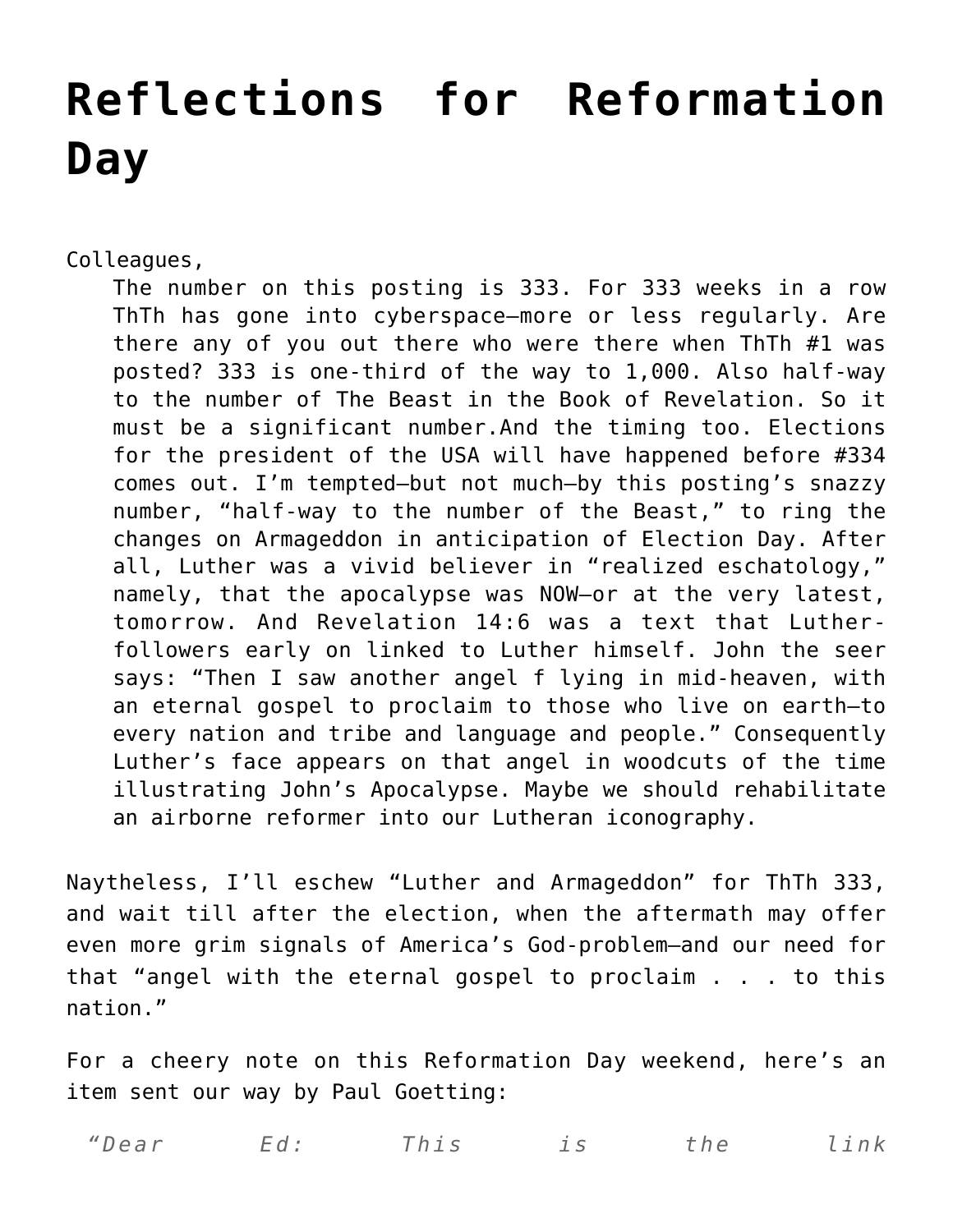# Reflections for Reformation Day

Colleagues,

> The number on this posting is 333. For 333 weeks in a row ThTh has gone into cyberspace—more or less regularly. Are there any of you out there who were there when ThTh #1 was posted? 333 is one-third of the way to 1,000. Also half-way to the number of The Beast in the Book of Revelation. So it must be a significant number.And the timing too. Elections for the president of the USA will have happened before #334 comes out. I'm tempted—but not much—by this posting's snazzy number, "half-way to the number of the Beast," to ring the changes on Armageddon in anticipation of Election Day. After all, Luther was a vivid believer in "realized eschatology," namely, that the apocalypse was NOW—or at the very latest, tomorrow. And Revelation 14:6 was a text that Luther-followers early on linked to Luther himself. John the seer says: "Then I saw another angel f lying in mid-heaven, with an eternal gospel to proclaim to those who live on earth—to every nation and tribe and language and people." Consequently Luther's face appears on that angel in woodcuts of the time illustrating John's Apocalypse. Maybe we should rehabilitate an airborne reformer into our Lutheran iconography.

Naytheless, I'll eschew "Luther and Armageddon" for ThTh 333, and wait till after the election, when the aftermath may offer even more grim signals of America's God-problem—and our need for that "angel with the eternal gospel to proclaim . . . to this nation."

For a cheery note on this Reformation Day weekend, here's an item sent our way by Paul Goetting:

> *"Dear Ed: This is the link*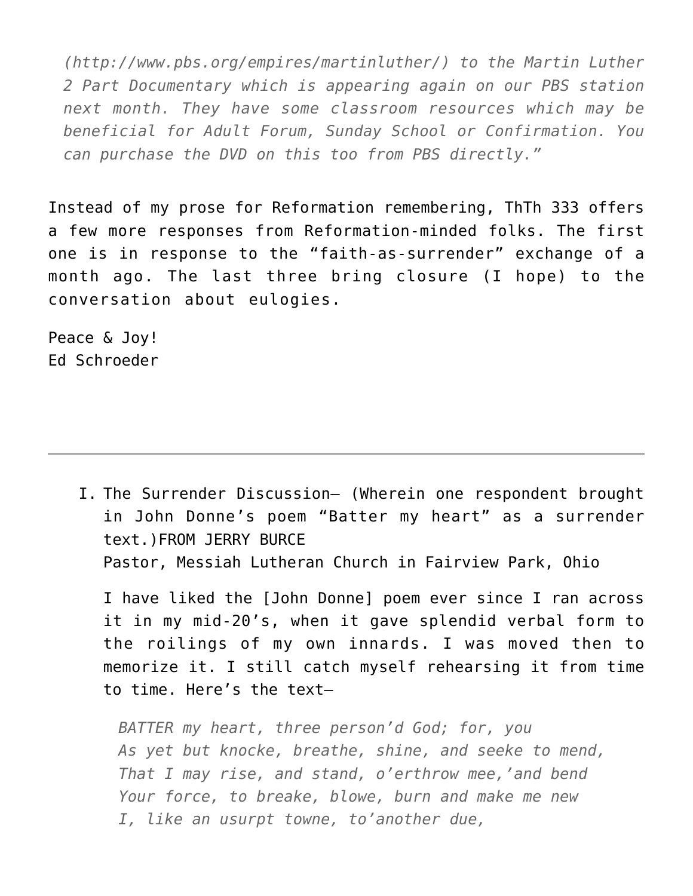> *(http://www.pbs.org/empires/martinluther/) to the Martin Luther 2 Part Documentary which is appearing again on our PBS station next month. They have some classroom resources which may be beneficial for Adult Forum, Sunday School or Confirmation. You can purchase the DVD on this too from PBS directly."*

Instead of my prose for Reformation remembering, ThTh 333 offers a few more responses from Reformation-minded folks. The first one is in response to the "faith-as-surrender" exchange of a month ago. The last three bring closure (I hope) to the conversation about eulogies.

Peace & Joy!
Ed Schroeder

---

I. The Surrender Discussion— (Wherein one respondent brought in John Donne's poem "Batter my heart" as a surrender text.)FROM JERRY BURCE
   Pastor, Messiah Lutheran Church in Fairview Park, Ohio

   I have liked the [John Donne] poem ever since I ran across it in my mid-20's, when it gave splendid verbal form to the roilings of my own innards. I was moved then to memorize it. I still catch myself rehearsing it from time to time. Here's the text—

   > *BATTER my heart, three person'd God; for, you*
   > *As yet but knocke, breathe, shine, and seeke to mend,*
   > *That I may rise, and stand, o'erthrow mee,'and bend*
   > *Your force, to breake, blowe, burn and make me new*
   > *I, like an usurpt towne, to'another due,*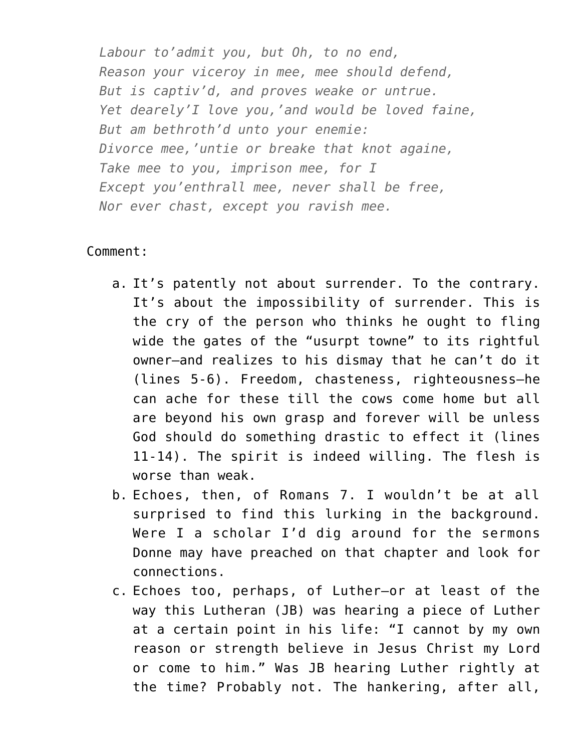*Labour to'admit you, but Oh, to no end,*  
*Reason your viceroy in mee, mee should defend,*  
*But is captiv'd, and proves weake or untrue.*  
*Yet dearely'I love you,'and would be loved faine,*  
*But am bethroth'd unto your enemie:*  
*Divorce mee,'untie or breake that knot againe,*  
*Take mee to you, imprison mee, for I*  
*Except you'enthrall mee, never shall be free,*  
*Nor ever chast, except you ravish mee.*

Comment:

a. It's patently not about surrender. To the contrary. It's about the impossibility of surrender. This is the cry of the person who thinks he ought to fling wide the gates of the "usurpt towne" to its rightful owner—and realizes to his dismay that he can't do it (lines 5-6). Freedom, chasteness, righteousness—he can ache for these till the cows come home but all are beyond his own grasp and forever will be unless God should do something drastic to effect it (lines 11-14). The spirit is indeed willing. The flesh is worse than weak.
b. Echoes, then, of Romans 7. I wouldn't be at all surprised to find this lurking in the background. Were I a scholar I'd dig around for the sermons Donne may have preached on that chapter and look for connections.
c. Echoes too, perhaps, of Luther—or at least of the way this Lutheran (JB) was hearing a piece of Luther at a certain point in his life: "I cannot by my own reason or strength believe in Jesus Christ my Lord or come to him." Was JB hearing Luther rightly at the time? Probably not. The hankering, after all,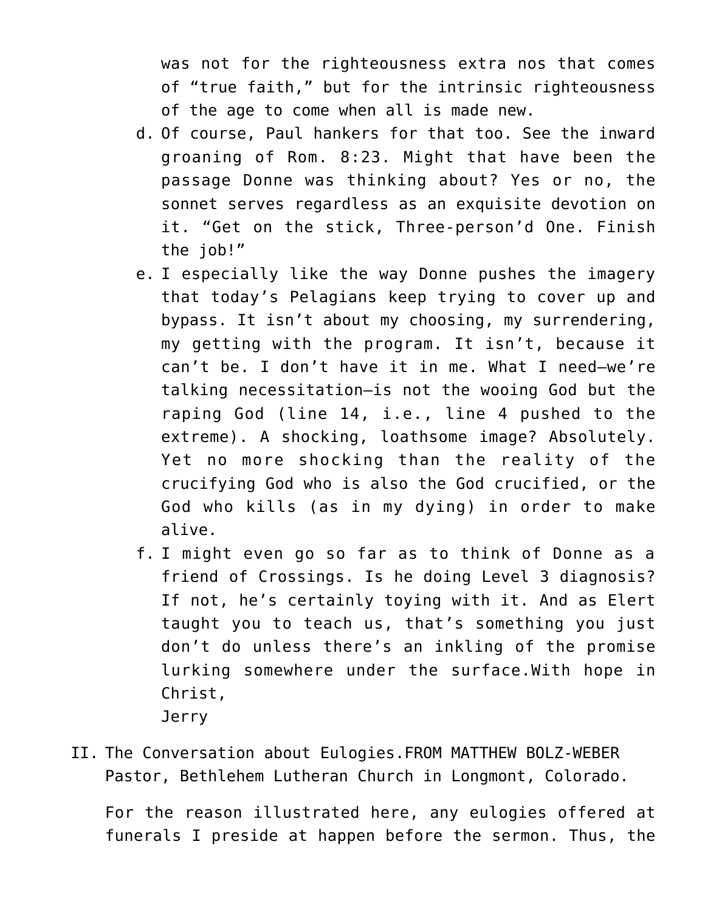was not for the righteousness extra nos that comes of "true faith," but for the intrinsic righteousness of the age to come when all is made new.

d. Of course, Paul hankers for that too. See the inward groaning of Rom. 8:23. Might that have been the passage Donne was thinking about? Yes or no, the sonnet serves regardless as an exquisite devotion on it. "Get on the stick, Three-person'd One. Finish the job!"
e. I especially like the way Donne pushes the imagery that today's Pelagians keep trying to cover up and bypass. It isn't about my choosing, my surrendering, my getting with the program. It isn't, because it can't be. I don't have it in me. What I need—we're talking necessitation—is not the wooing God but the raping God (line 14, i.e., line 4 pushed to the extreme). A shocking, loathsome image? Absolutely. Yet no more shocking than the reality of the crucifying God who is also the God crucified, or the God who kills (as in my dying) in order to make alive.
f. I might even go so far as to think of Donne as a friend of Crossings. Is he doing Level 3 diagnosis? If not, he's certainly toying with it. And as Elert taught you to teach us, that's something you just don't do unless there's an inkling of the promise lurking somewhere under the surface.With hope in Christ,
Jerry

II. The Conversation about Eulogies.FROM MATTHEW BOLZ-WEBER Pastor, Bethlehem Lutheran Church in Longmont, Colorado.

For the reason illustrated here, any eulogies offered at funerals I preside at happen before the sermon. Thus, the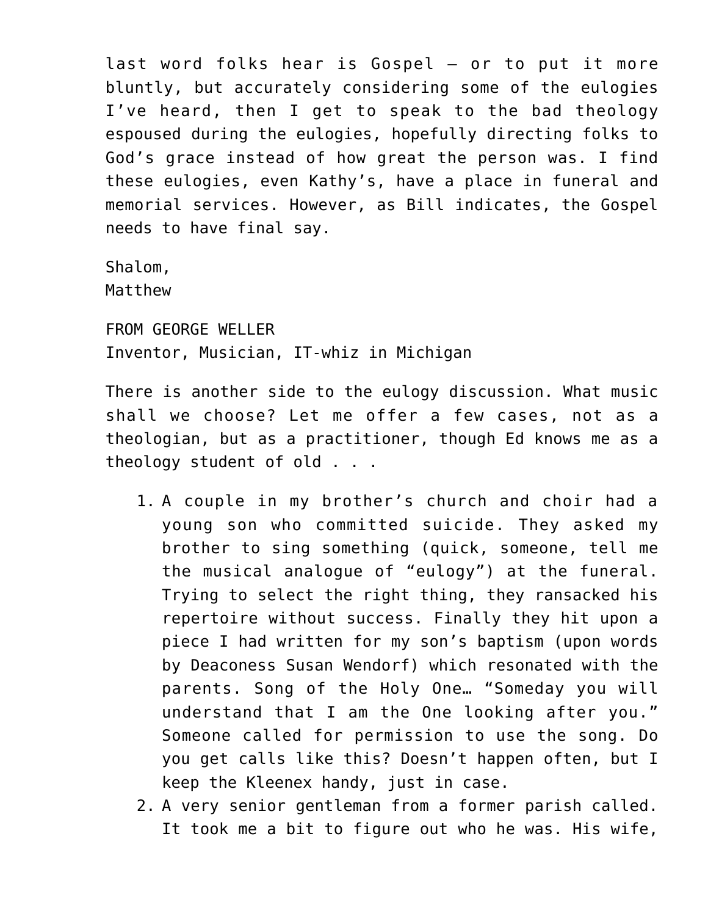last word folks hear is Gospel – or to put it more bluntly, but accurately considering some of the eulogies I've heard, then I get to speak to the bad theology espoused during the eulogies, hopefully directing folks to God's grace instead of how great the person was. I find these eulogies, even Kathy's, have a place in funeral and memorial services. However, as Bill indicates, the Gospel needs to have final say.

Shalom,
Matthew

FROM GEORGE WELLER
Inventor, Musician, IT-whiz in Michigan

There is another side to the eulogy discussion. What music shall we choose? Let me offer a few cases, not as a theologian, but as a practitioner, though Ed knows me as a theology student of old . . .

1. A couple in my brother's church and choir had a young son who committed suicide. They asked my brother to sing something (quick, someone, tell me the musical analogue of "eulogy") at the funeral. Trying to select the right thing, they ransacked his repertoire without success. Finally they hit upon a piece I had written for my son's baptism (upon words by Deaconess Susan Wendorf) which resonated with the parents. Song of the Holy One… "Someday you will understand that I am the One looking after you." Someone called for permission to use the song. Do you get calls like this? Doesn't happen often, but I keep the Kleenex handy, just in case.
2. A very senior gentleman from a former parish called. It took me a bit to figure out who he was. His wife,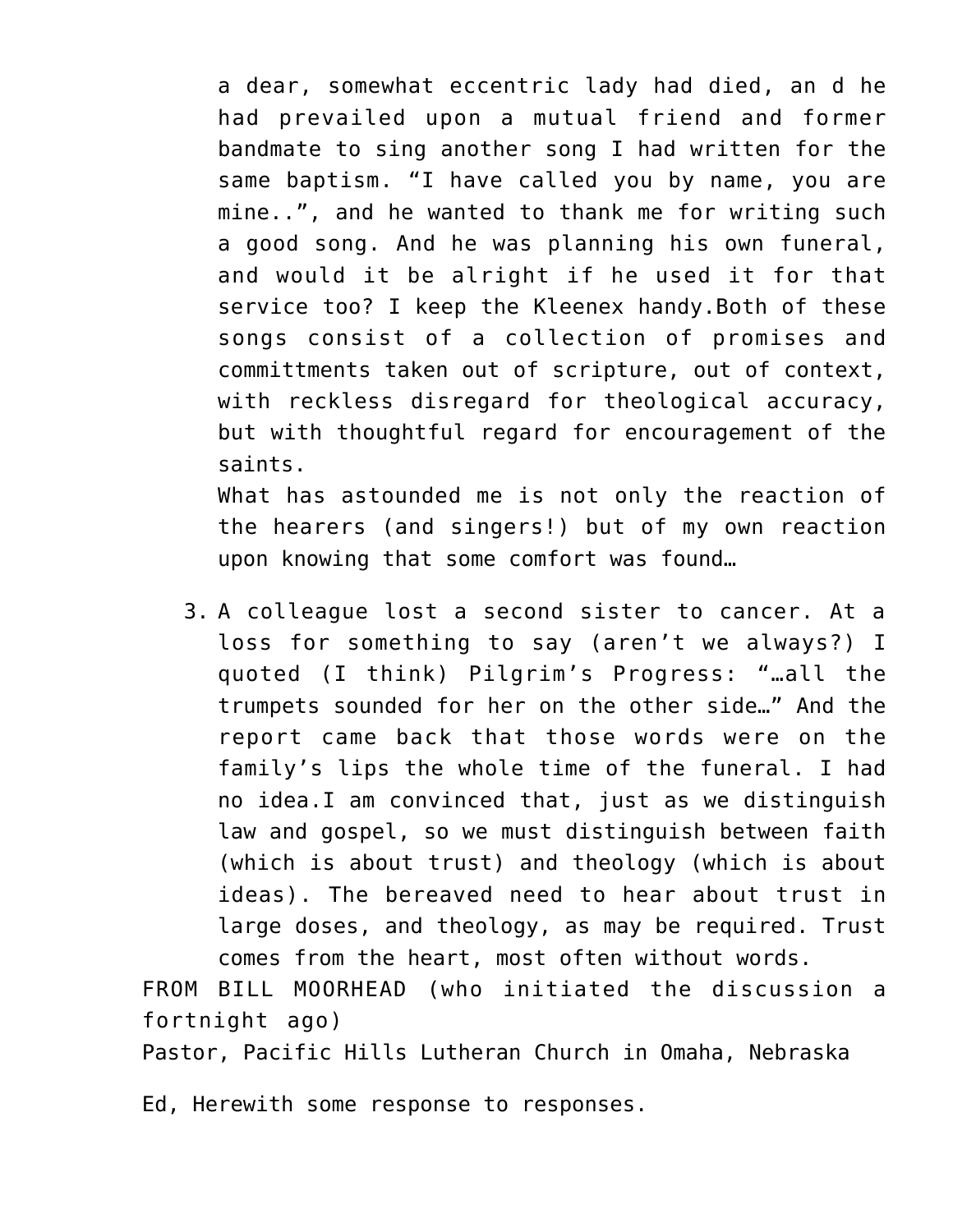a dear, somewhat eccentric lady had died, an d he had prevailed upon a mutual friend and former bandmate to sing another song I had written for the same baptism. "I have called you by name, you are mine..", and he wanted to thank me for writing such a good song. And he was planning his own funeral, and would it be alright if he used it for that service too? I keep the Kleenex handy.Both of these songs consist of a collection of promises and committments taken out of scripture, out of context, with reckless disregard for theological accuracy, but with thoughtful regard for encouragement of the saints.

What has astounded me is not only the reaction of the hearers (and singers!) but of my own reaction upon knowing that some comfort was found…

3. A colleague lost a second sister to cancer. At a loss for something to say (aren't we always?) I quoted (I think) Pilgrim's Progress: "…all the trumpets sounded for her on the other side…" And the report came back that those words were on the family's lips the whole time of the funeral. I had no idea.I am convinced that, just as we distinguish law and gospel, so we must distinguish between faith (which is about trust) and theology (which is about ideas). The bereaved need to hear about trust in large doses, and theology, as may be required. Trust comes from the heart, most often without words.

FROM BILL MOORHEAD (who initiated the discussion a fortnight ago)
Pastor, Pacific Hills Lutheran Church in Omaha, Nebraska

Ed, Herewith some response to responses.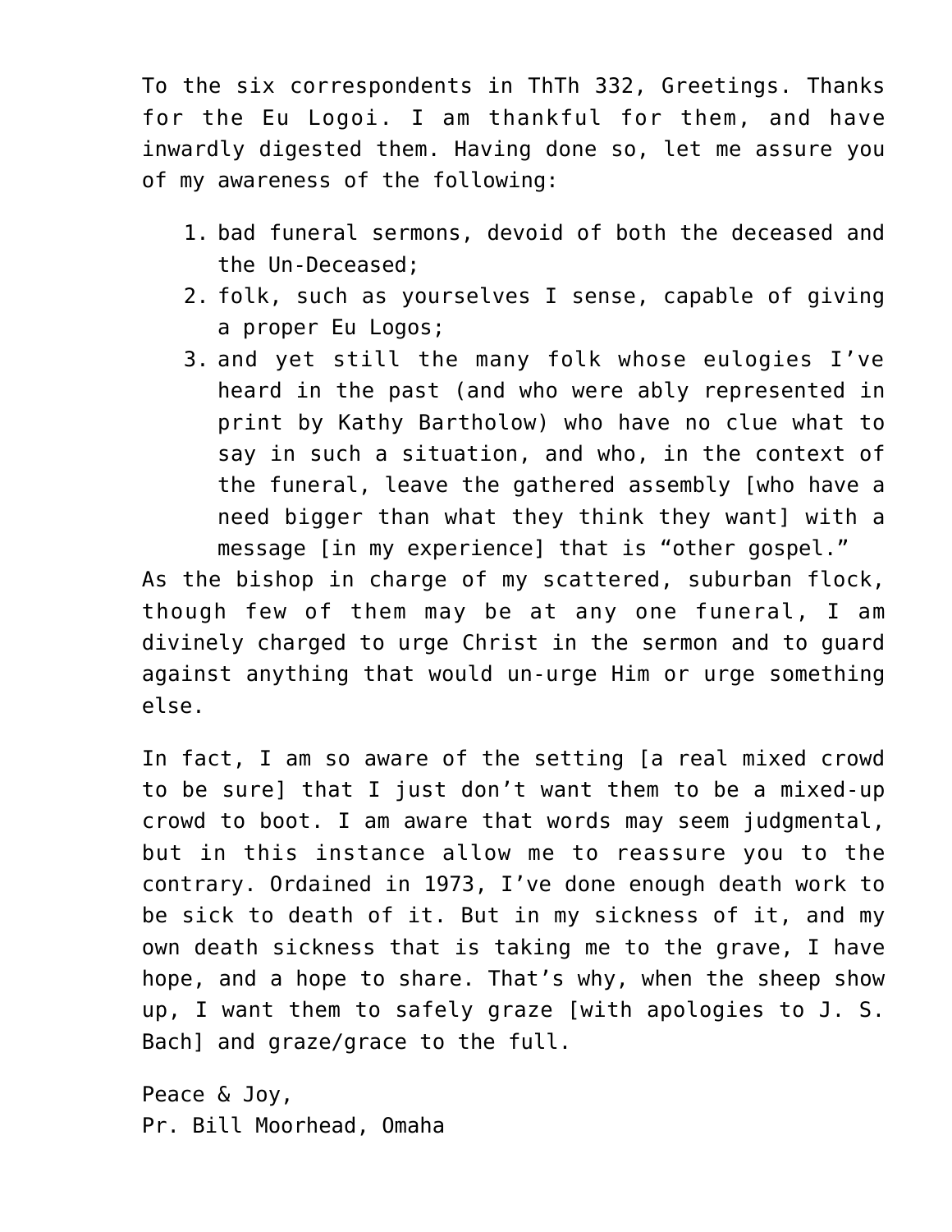To the six correspondents in ThTh 332, Greetings. Thanks for the Eu Logoi. I am thankful for them, and have inwardly digested them. Having done so, let me assure you of my awareness of the following:

1. bad funeral sermons, devoid of both the deceased and the Un-Deceased;
2. folk, such as yourselves I sense, capable of giving a proper Eu Logos;
3. and yet still the many folk whose eulogies I've heard in the past (and who were ably represented in print by Kathy Bartholow) who have no clue what to say in such a situation, and who, in the context of the funeral, leave the gathered assembly [who have a need bigger than what they think they want] with a message [in my experience] that is "other gospel."

As the bishop in charge of my scattered, suburban flock, though few of them may be at any one funeral, I am divinely charged to urge Christ in the sermon and to guard against anything that would un-urge Him or urge something else.

In fact, I am so aware of the setting [a real mixed crowd to be sure] that I just don't want them to be a mixed-up crowd to boot. I am aware that words may seem judgmental, but in this instance allow me to reassure you to the contrary. Ordained in 1973, I've done enough death work to be sick to death of it. But in my sickness of it, and my own death sickness that is taking me to the grave, I have hope, and a hope to share. That's why, when the sheep show up, I want them to safely graze [with apologies to J. S. Bach] and graze/grace to the full.

Peace & Joy,
Pr. Bill Moorhead, Omaha